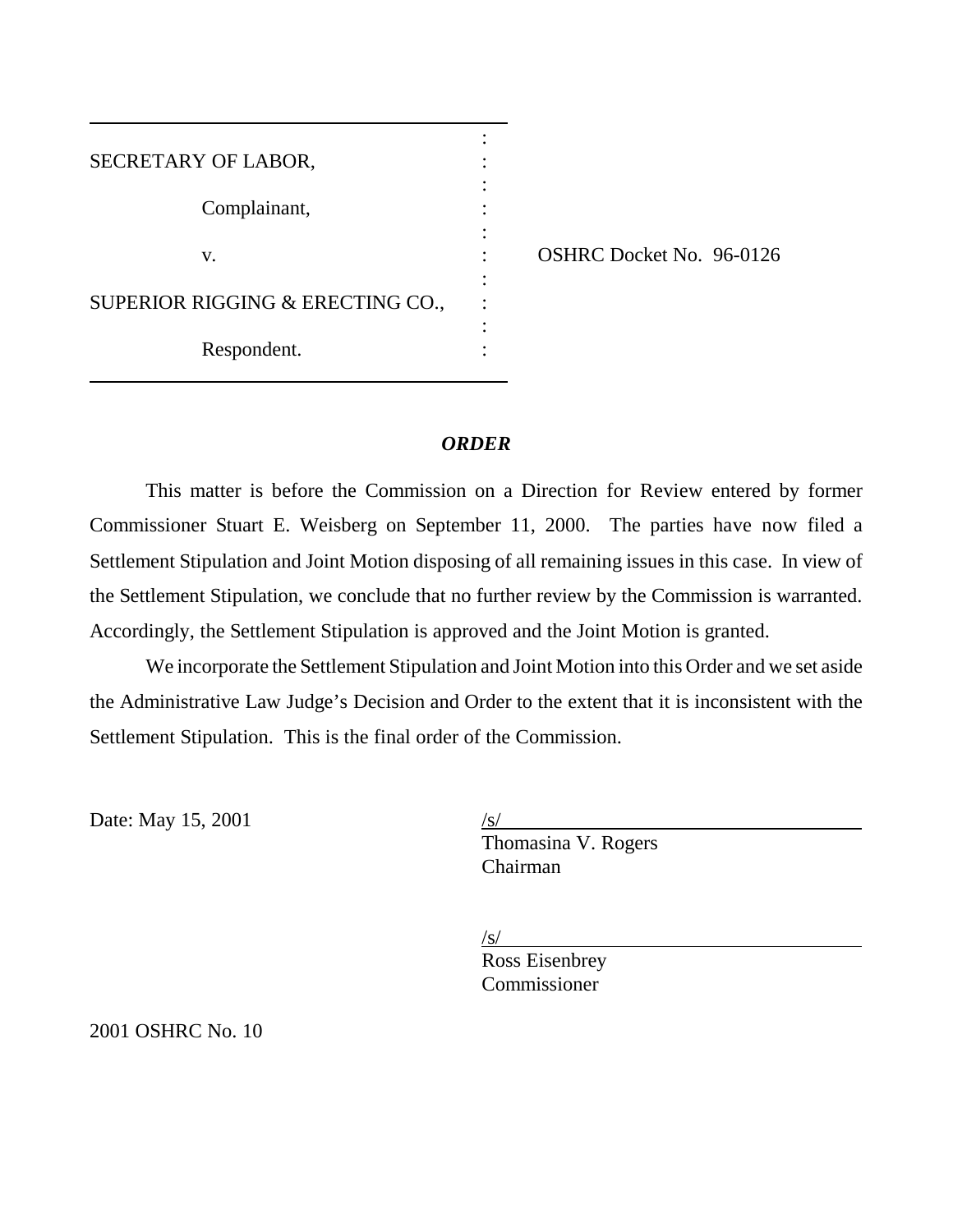| | | |
|---|---|---|
| SECRETARY OF LABOR, | : | |
| Complainant, | : | |
| v. | : | OSHRC Docket No. 96-0126 |
| SUPERIOR RIGGING & ERECTING CO., | : | |
| Respondent. | : | |

***ORDER***

This matter is before the Commission on a Direction for Review entered by former Commissioner Stuart E. Weisberg on September 11, 2000. The parties have now filed a Settlement Stipulation and Joint Motion disposing of all remaining issues in this case. In view of the Settlement Stipulation, we conclude that no further review by the Commission is warranted. Accordingly, the Settlement Stipulation is approved and the Joint Motion is granted.

We incorporate the Settlement Stipulation and Joint Motion into this Order and we set aside the Administrative Law Judge's Decision and Order to the extent that it is inconsistent with the Settlement Stipulation. This is the final order of the Commission.

Date: May 15, 2001

/s/
Thomasina V. Rogers
Chairman

/s/
Ross Eisenbrey
Commissioner

2001 OSHRC No. 10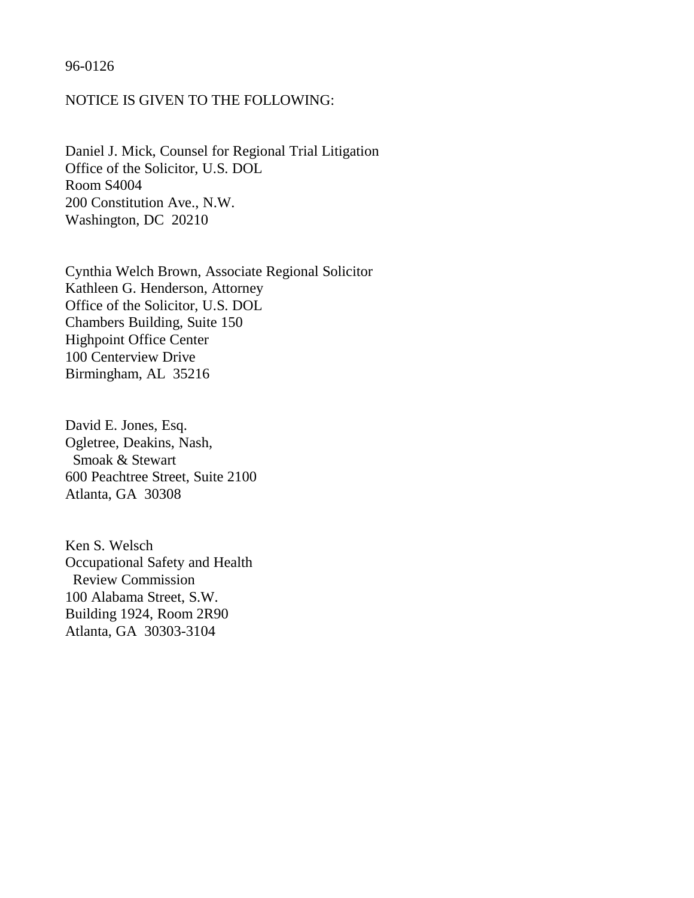96-0126

NOTICE IS GIVEN TO THE FOLLOWING:

Daniel J. Mick, Counsel for Regional Trial Litigation  
Office of the Solicitor, U.S. DOL  
Room S4004  
200 Constitution Ave., N.W.  
Washington, DC 20210

Cynthia Welch Brown, Associate Regional Solicitor  
Kathleen G. Henderson, Attorney  
Office of the Solicitor, U.S. DOL  
Chambers Building, Suite 150  
Highpoint Office Center  
100 Centerview Drive  
Birmingham, AL 35216

David E. Jones, Esq.  
Ogletree, Deakins, Nash,  
Smoak & Stewart  
600 Peachtree Street, Suite 2100  
Atlanta, GA 30308

Ken S. Welsch  
Occupational Safety and Health  
Review Commission  
100 Alabama Street, S.W.  
Building 1924, Room 2R90  
Atlanta, GA 30303-3104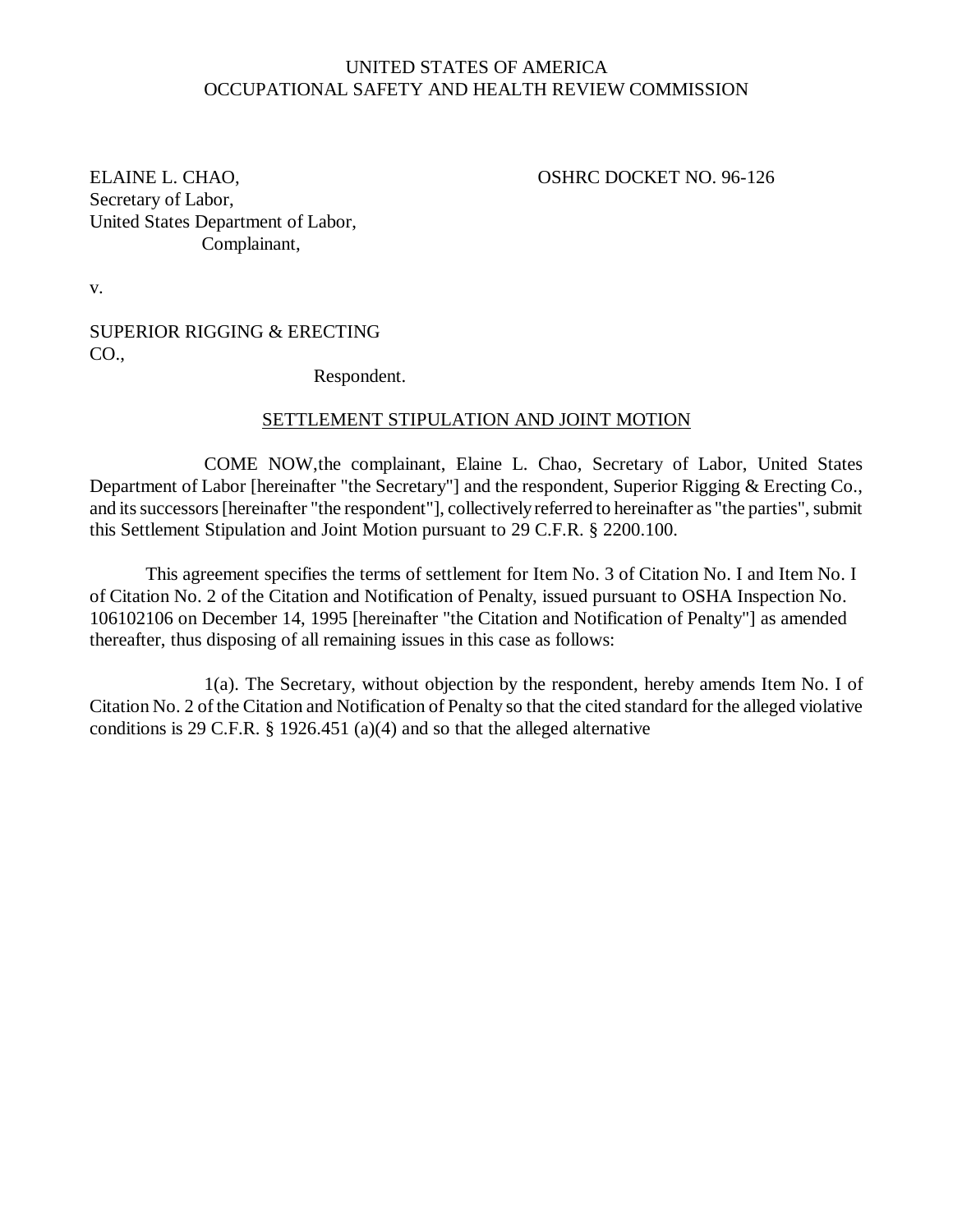UNITED STATES OF AMERICA
OCCUPATIONAL SAFETY AND HEALTH REVIEW COMMISSION

ELAINE L. CHAO,
Secretary of Labor,
United States Department of Labor,
Complainant,

OSHRC DOCKET NO. 96-126

v.

SUPERIOR RIGGING & ERECTING CO.,
Respondent.

SETTLEMENT STIPULATION AND JOINT MOTION

COME NOW,the complainant, Elaine L. Chao, Secretary of Labor, United States Department of Labor [hereinafter "the Secretary"] and the respondent, Superior Rigging & Erecting Co., and its successors [hereinafter "the respondent"], collectively referred to hereinafter as "the parties", submit this Settlement Stipulation and Joint Motion pursuant to 29 C.F.R. § 2200.100.

This agreement specifies the terms of settlement for Item No. 3 of Citation No. I and Item No. I of Citation No. 2 of the Citation and Notification of Penalty, issued pursuant to OSHA Inspection No. 106102106 on December 14, 1995 [hereinafter "the Citation and Notification of Penalty"] as amended thereafter, thus disposing of all remaining issues in this case as follows:

1(a). The Secretary, without objection by the respondent, hereby amends Item No. I of Citation No. 2 of the Citation and Notification of Penalty so that the cited standard for the alleged violative conditions is 29 C.F.R. § 1926.451 (a)(4) and so that the alleged alternative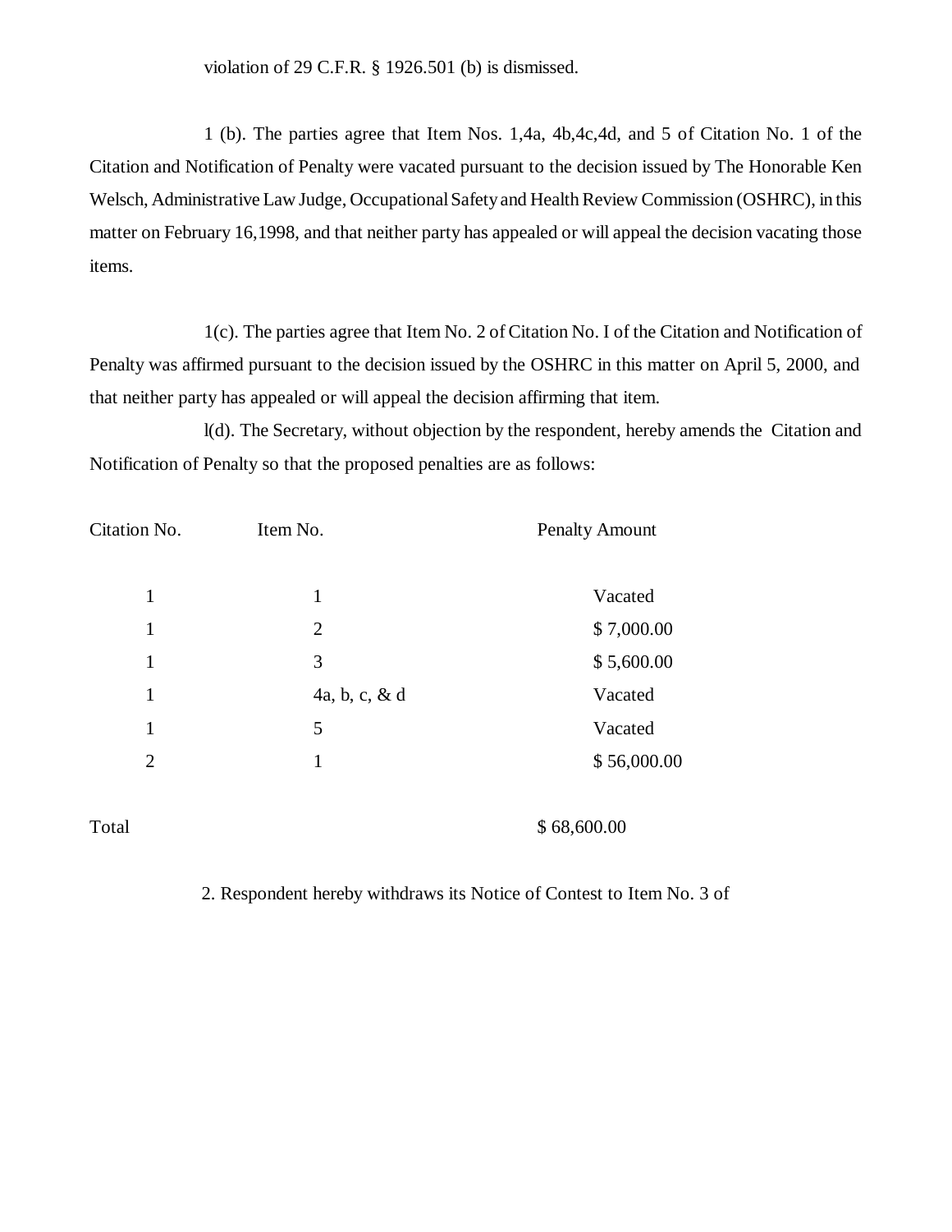violation of 29 C.F.R. § 1926.501 (b) is dismissed.

1 (b). The parties agree that Item Nos. 1,4a, 4b,4c,4d, and 5 of Citation No. 1 of the Citation and Notification of Penalty were vacated pursuant to the decision issued by The Honorable Ken Welsch, Administrative Law Judge, Occupational Safety and Health Review Commission (OSHRC), in this matter on February 16,1998, and that neither party has appealed or will appeal the decision vacating those items.

1(c). The parties agree that Item No. 2 of Citation No. I of the Citation and Notification of Penalty was affirmed pursuant to the decision issued by the OSHRC in this matter on April 5, 2000, and that neither party has appealed or will appeal the decision affirming that item.

l(d). The Secretary, without objection by the respondent, hereby amends the Citation and Notification of Penalty so that the proposed penalties are as follows:

| Citation No. | Item No. | Penalty Amount |
|---|---|---|
| 1 | 1 | Vacated |
| 1 | 2 | $ 7,000.00 |
| 1 | 3 | $ 5,600.00 |
| 1 | 4a, b, c, & d | Vacated |
| 1 | 5 | Vacated |
| 2 | 1 | $ 56,000.00 |
| Total | | $ 68,600.00 |

2. Respondent hereby withdraws its Notice of Contest to Item No. 3 of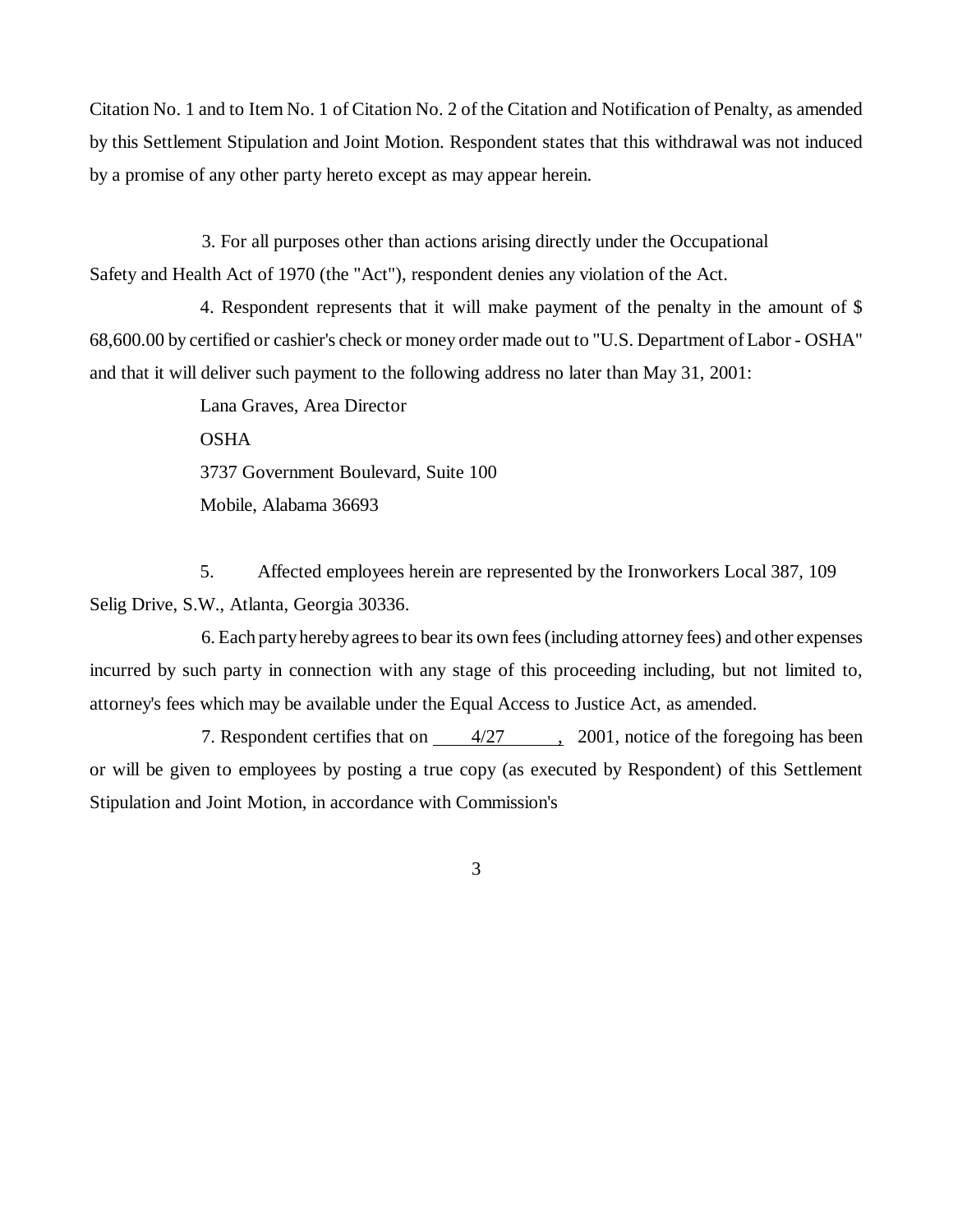Citation No. 1 and to Item No. 1 of Citation No. 2 of the Citation and Notification of Penalty, as amended by this Settlement Stipulation and Joint Motion. Respondent states that this withdrawal was not induced by a promise of any other party hereto except as may appear herein.

3. For all purposes other than actions arising directly under the Occupational Safety and Health Act of 1970 (the "Act"), respondent denies any violation of the Act.

4. Respondent represents that it will make payment of the penalty in the amount of $ 68,600.00 by certified or cashier's check or money order made out to "U.S. Department of Labor - OSHA" and that it will deliver such payment to the following address no later than May 31, 2001:

Lana Graves, Area Director
OSHA
3737 Government Boulevard, Suite 100
Mobile, Alabama 36693

5. Affected employees herein are represented by the Ironworkers Local 387, 109 Selig Drive, S.W., Atlanta, Georgia 30336.

6. Each party hereby agrees to bear its own fees (including attorney fees) and other expenses incurred by such party in connection with any stage of this proceeding including, but not limited to, attorney's fees which may be available under the Equal Access to Justice Act, as amended.

7. Respondent certifies that on 4/27, 2001, notice of the foregoing has been or will be given to employees by posting a true copy (as executed by Respondent) of this Settlement Stipulation and Joint Motion, in accordance with Commission's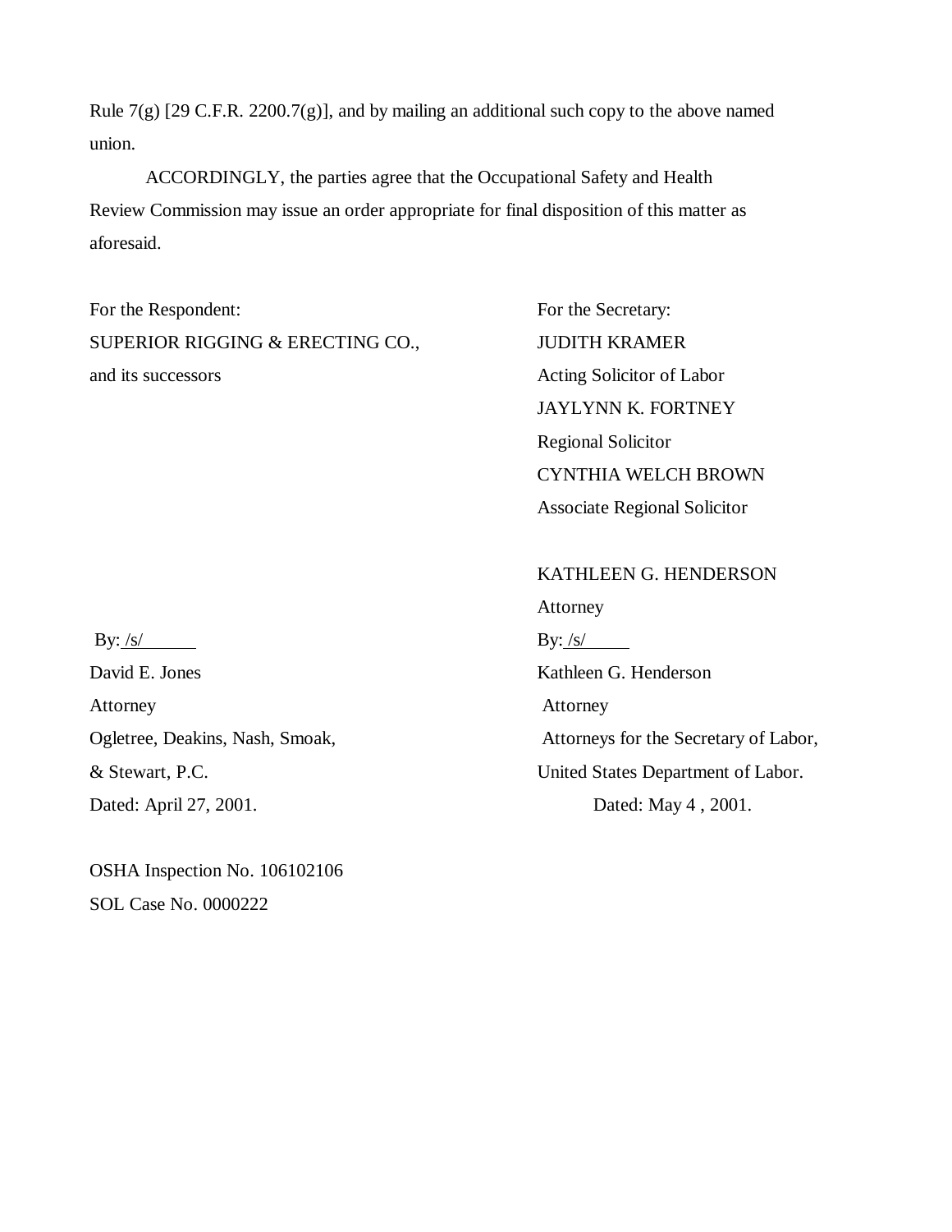Rule 7(g) [29 C.F.R. 2200.7(g)], and by mailing an additional such copy to the above named union.

ACCORDINGLY, the parties agree that the Occupational Safety and Health Review Commission may issue an order appropriate for final disposition of this matter as aforesaid.

For the Respondent:
SUPERIOR RIGGING & ERECTING CO.,
and its successors

By: /s/
David E. Jones
Attorney
Ogletree, Deakins, Nash, Smoak,
& Stewart, P.C.
Dated: April 27, 2001.

For the Secretary:
JUDITH KRAMER
Acting Solicitor of Labor
JAYLYNN K. FORTNEY
Regional Solicitor
CYNTHIA WELCH BROWN
Associate Regional Solicitor

KATHLEEN G. HENDERSON
Attorney
By: /s/
Kathleen G. Henderson
Attorney
Attorneys for the Secretary of Labor,
United States Department of Labor.
Dated: May 4 , 2001.

OSHA Inspection No. 106102106
SOL Case No. 0000222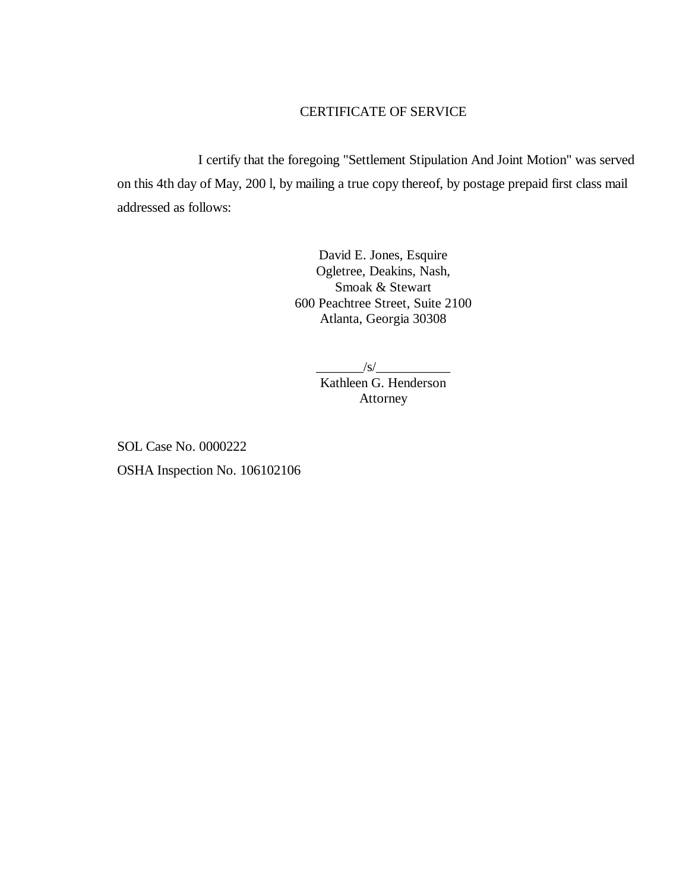# CERTIFICATE OF SERVICE

I certify that the foregoing "Settlement Stipulation And Joint Motion" was served on this 4th day of May, 200 l, by mailing a true copy thereof, by postage prepaid first class mail addressed as follows:

David E. Jones, Esquire
Ogletree, Deakins, Nash,
Smoak & Stewart
600 Peachtree Street, Suite 2100
Atlanta, Georgia 30308

_______/s/___________
Kathleen G. Henderson
Attorney

SOL Case No. 0000222

OSHA Inspection No. 106102106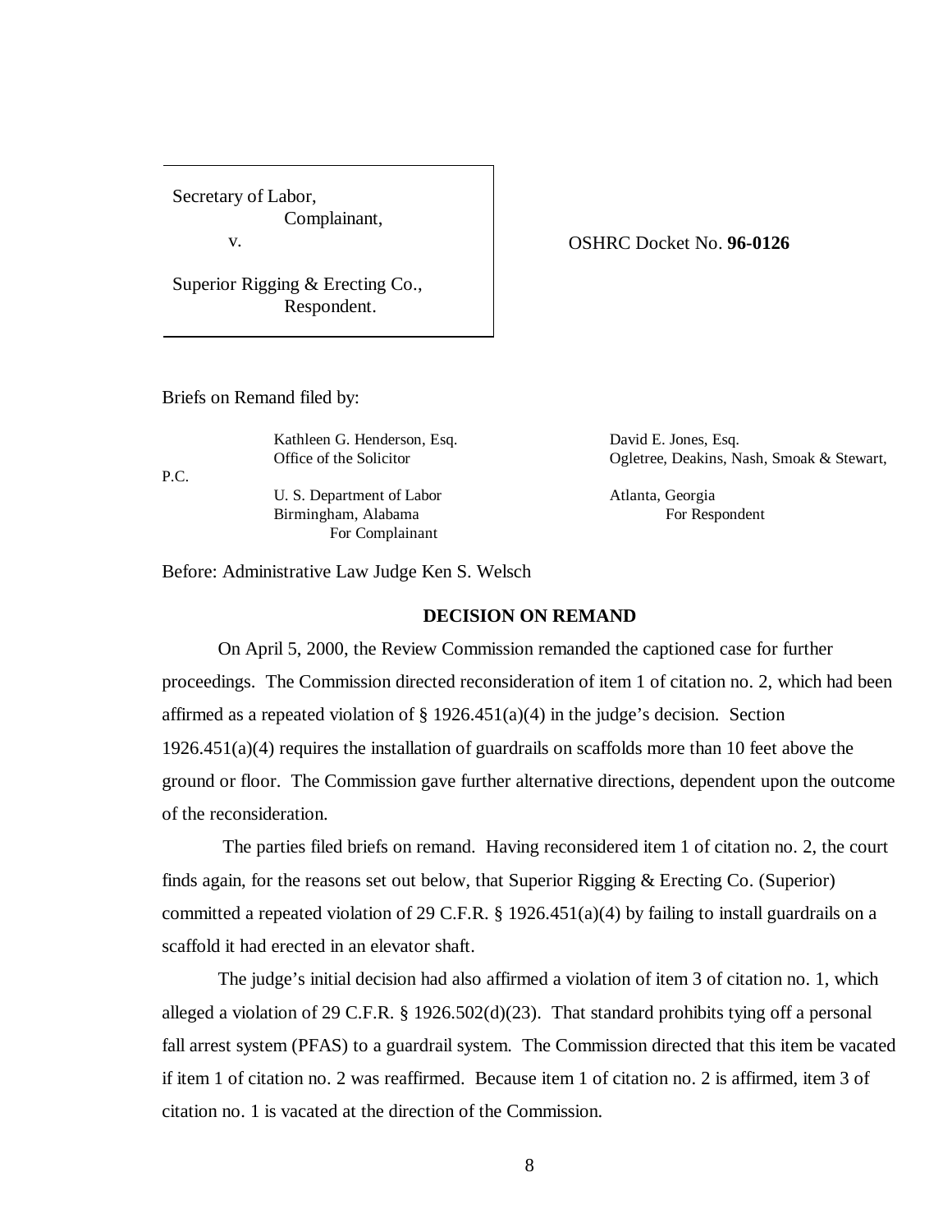| Secretary of Labor, Complainant, v. Superior Rigging & Erecting Co., Respondent. | OSHRC Docket No. **96-0126** |
| --- | --- |

Briefs on Remand filed by:

| | |
| --- | --- |
| Kathleen G. Henderson, Esq. | David E. Jones, Esq. |
| Office of the Solicitor | Ogletree, Deakins, Nash, Smoak & Stewart, P.C. |
| U. S. Department of Labor | Atlanta, Georgia |
| Birmingham, Alabama | For Respondent |
| For Complainant | |

Before: Administrative Law Judge Ken S. Welsch

**DECISION ON REMAND**

On April 5, 2000, the Review Commission remanded the captioned case for further proceedings. The Commission directed reconsideration of item 1 of citation no. 2, which had been affirmed as a repeated violation of § 1926.451(a)(4) in the judge's decision. Section 1926.451(a)(4) requires the installation of guardrails on scaffolds more than 10 feet above the ground or floor. The Commission gave further alternative directions, dependent upon the outcome of the reconsideration.

The parties filed briefs on remand. Having reconsidered item 1 of citation no. 2, the court finds again, for the reasons set out below, that Superior Rigging & Erecting Co. (Superior) committed a repeated violation of 29 C.F.R. § 1926.451(a)(4) by failing to install guardrails on a scaffold it had erected in an elevator shaft.

The judge's initial decision had also affirmed a violation of item 3 of citation no. 1, which alleged a violation of 29 C.F.R. § 1926.502(d)(23). That standard prohibits tying off a personal fall arrest system (PFAS) to a guardrail system. The Commission directed that this item be vacated if item 1 of citation no. 2 was reaffirmed. Because item 1 of citation no. 2 is affirmed, item 3 of citation no. 1 is vacated at the direction of the Commission.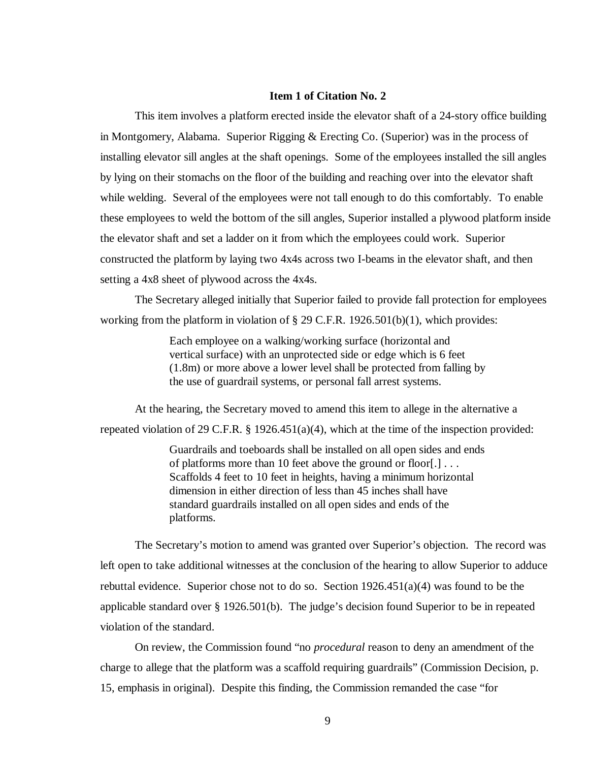**Item 1 of Citation No. 2**

This item involves a platform erected inside the elevator shaft of a 24-story office building in Montgomery, Alabama. Superior Rigging & Erecting Co. (Superior) was in the process of installing elevator sill angles at the shaft openings. Some of the employees installed the sill angles by lying on their stomachs on the floor of the building and reaching over into the elevator shaft while welding. Several of the employees were not tall enough to do this comfortably. To enable these employees to weld the bottom of the sill angles, Superior installed a plywood platform inside the elevator shaft and set a ladder on it from which the employees could work. Superior constructed the platform by laying two 4x4s across two I-beams in the elevator shaft, and then setting a 4x8 sheet of plywood across the 4x4s.

The Secretary alleged initially that Superior failed to provide fall protection for employees working from the platform in violation of § 29 C.F.R. 1926.501(b)(1), which provides:

> Each employee on a walking/working surface (horizontal and vertical surface) with an unprotected side or edge which is 6 feet (1.8m) or more above a lower level shall be protected from falling by the use of guardrail systems, or personal fall arrest systems.

At the hearing, the Secretary moved to amend this item to allege in the alternative a repeated violation of 29 C.F.R. § 1926.451(a)(4), which at the time of the inspection provided:

> Guardrails and toeboards shall be installed on all open sides and ends of platforms more than 10 feet above the ground or floor[.] . . . Scaffolds 4 feet to 10 feet in heights, having a minimum horizontal dimension in either direction of less than 45 inches shall have standard guardrails installed on all open sides and ends of the platforms.

The Secretary's motion to amend was granted over Superior's objection. The record was left open to take additional witnesses at the conclusion of the hearing to allow Superior to adduce rebuttal evidence. Superior chose not to do so. Section 1926.451(a)(4) was found to be the applicable standard over § 1926.501(b). The judge's decision found Superior to be in repeated violation of the standard.

On review, the Commission found "no *procedural* reason to deny an amendment of the charge to allege that the platform was a scaffold requiring guardrails" (Commission Decision, p. 15, emphasis in original). Despite this finding, the Commission remanded the case "for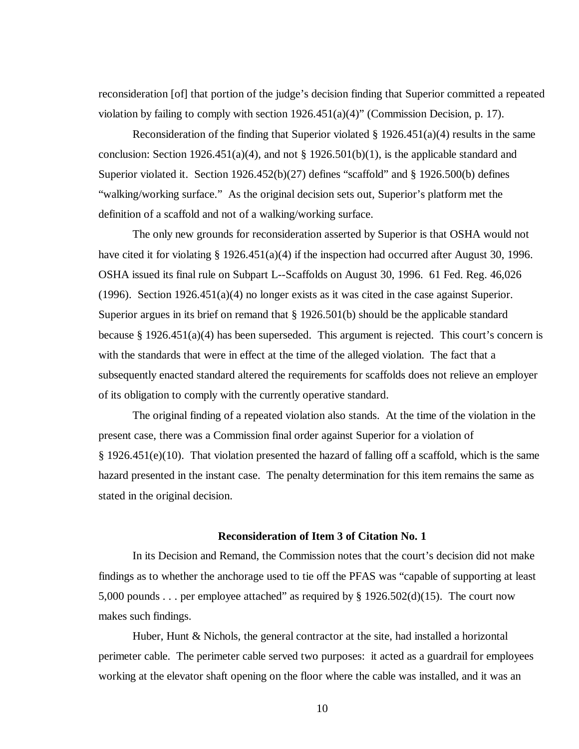reconsideration [of] that portion of the judge's decision finding that Superior committed a repeated violation by failing to comply with section 1926.451(a)(4)" (Commission Decision, p. 17).

Reconsideration of the finding that Superior violated § 1926.451(a)(4) results in the same conclusion: Section 1926.451(a)(4), and not § 1926.501(b)(1), is the applicable standard and Superior violated it. Section 1926.452(b)(27) defines "scaffold" and § 1926.500(b) defines "walking/working surface." As the original decision sets out, Superior's platform met the definition of a scaffold and not of a walking/working surface.

The only new grounds for reconsideration asserted by Superior is that OSHA would not have cited it for violating § 1926.451(a)(4) if the inspection had occurred after August 30, 1996. OSHA issued its final rule on Subpart L--Scaffolds on August 30, 1996. 61 Fed. Reg. 46,026 (1996). Section 1926.451(a)(4) no longer exists as it was cited in the case against Superior. Superior argues in its brief on remand that § 1926.501(b) should be the applicable standard because § 1926.451(a)(4) has been superseded. This argument is rejected. This court's concern is with the standards that were in effect at the time of the alleged violation. The fact that a subsequently enacted standard altered the requirements for scaffolds does not relieve an employer of its obligation to comply with the currently operative standard.

The original finding of a repeated violation also stands. At the time of the violation in the present case, there was a Commission final order against Superior for a violation of § 1926.451(e)(10). That violation presented the hazard of falling off a scaffold, which is the same hazard presented in the instant case. The penalty determination for this item remains the same as stated in the original decision.

**Reconsideration of Item 3 of Citation No. 1**

In its Decision and Remand, the Commission notes that the court's decision did not make findings as to whether the anchorage used to tie off the PFAS was "capable of supporting at least 5,000 pounds . . . per employee attached" as required by § 1926.502(d)(15). The court now makes such findings.

Huber, Hunt & Nichols, the general contractor at the site, had installed a horizontal perimeter cable. The perimeter cable served two purposes: it acted as a guardrail for employees working at the elevator shaft opening on the floor where the cable was installed, and it was an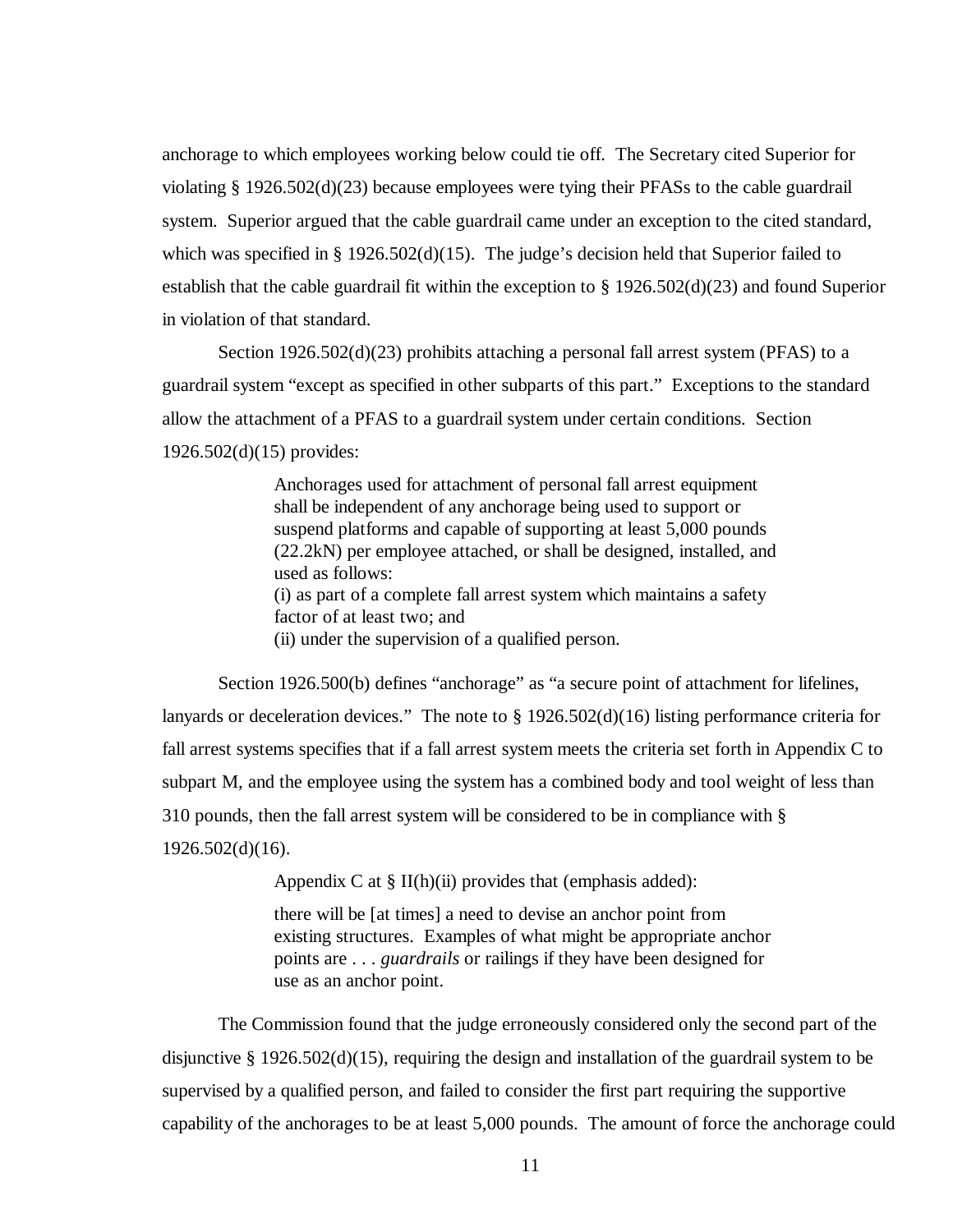anchorage to which employees working below could tie off. The Secretary cited Superior for violating § 1926.502(d)(23) because employees were tying their PFASs to the cable guardrail system. Superior argued that the cable guardrail came under an exception to the cited standard, which was specified in § 1926.502(d)(15). The judge's decision held that Superior failed to establish that the cable guardrail fit within the exception to § 1926.502(d)(23) and found Superior in violation of that standard.

Section 1926.502(d)(23) prohibits attaching a personal fall arrest system (PFAS) to a guardrail system "except as specified in other subparts of this part." Exceptions to the standard allow the attachment of a PFAS to a guardrail system under certain conditions. Section 1926.502(d)(15) provides:

> Anchorages used for attachment of personal fall arrest equipment shall be independent of any anchorage being used to support or suspend platforms and capable of supporting at least 5,000 pounds (22.2kN) per employee attached, or shall be designed, installed, and used as follows:
> (i) as part of a complete fall arrest system which maintains a safety factor of at least two; and
> (ii) under the supervision of a qualified person.

Section 1926.500(b) defines "anchorage" as "a secure point of attachment for lifelines, lanyards or deceleration devices." The note to § 1926.502(d)(16) listing performance criteria for fall arrest systems specifies that if a fall arrest system meets the criteria set forth in Appendix C to subpart M, and the employee using the system has a combined body and tool weight of less than 310 pounds, then the fall arrest system will be considered to be in compliance with § 1926.502(d)(16).

Appendix C at § II(h)(ii) provides that (emphasis added):

> there will be [at times] a need to devise an anchor point from existing structures. Examples of what might be appropriate anchor points are . . . *guardrails* or railings if they have been designed for use as an anchor point.

The Commission found that the judge erroneously considered only the second part of the disjunctive § 1926.502(d)(15), requiring the design and installation of the guardrail system to be supervised by a qualified person, and failed to consider the first part requiring the supportive capability of the anchorages to be at least 5,000 pounds. The amount of force the anchorage could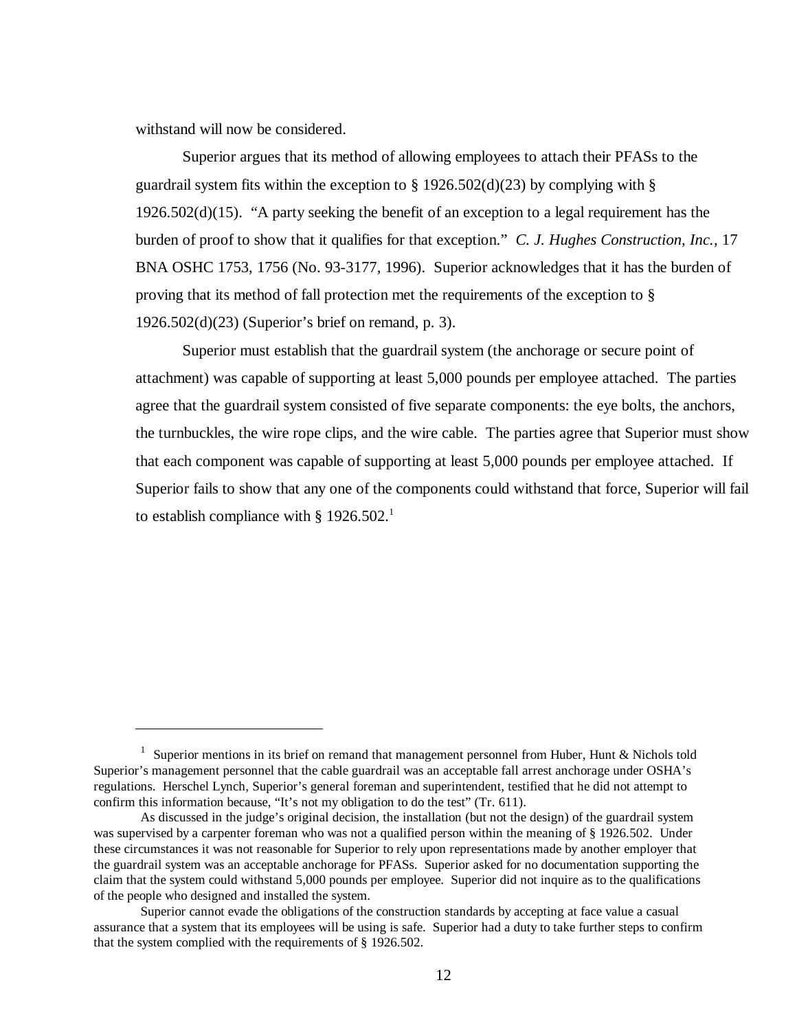withstand will now be considered.

Superior argues that its method of allowing employees to attach their PFASs to the guardrail system fits within the exception to § 1926.502(d)(23) by complying with § 1926.502(d)(15). "A party seeking the benefit of an exception to a legal requirement has the burden of proof to show that it qualifies for that exception." *C. J. Hughes Construction, Inc.,* 17 BNA OSHC 1753, 1756 (No. 93-3177, 1996). Superior acknowledges that it has the burden of proving that its method of fall protection met the requirements of the exception to § 1926.502(d)(23) (Superior's brief on remand, p. 3).

Superior must establish that the guardrail system (the anchorage or secure point of attachment) was capable of supporting at least 5,000 pounds per employee attached. The parties agree that the guardrail system consisted of five separate components: the eye bolts, the anchors, the turnbuckles, the wire rope clips, and the wire cable. The parties agree that Superior must show that each component was capable of supporting at least 5,000 pounds per employee attached. If Superior fails to show that any one of the components could withstand that force, Superior will fail to establish compliance with § 1926.502.[1]

---

[1] Superior mentions in its brief on remand that management personnel from Huber, Hunt & Nichols told Superior's management personnel that the cable guardrail was an acceptable fall arrest anchorage under OSHA's regulations. Herschel Lynch, Superior's general foreman and superintendent, testified that he did not attempt to confirm this information because, "It's not my obligation to do the test" (Tr. 611).

As discussed in the judge's original decision, the installation (but not the design) of the guardrail system was supervised by a carpenter foreman who was not a qualified person within the meaning of § 1926.502. Under these circumstances it was not reasonable for Superior to rely upon representations made by another employer that the guardrail system was an acceptable anchorage for PFASs. Superior asked for no documentation supporting the claim that the system could withstand 5,000 pounds per employee. Superior did not inquire as to the qualifications of the people who designed and installed the system.

Superior cannot evade the obligations of the construction standards by accepting at face value a casual assurance that a system that its employees will be using is safe. Superior had a duty to take further steps to confirm that the system complied with the requirements of § 1926.502.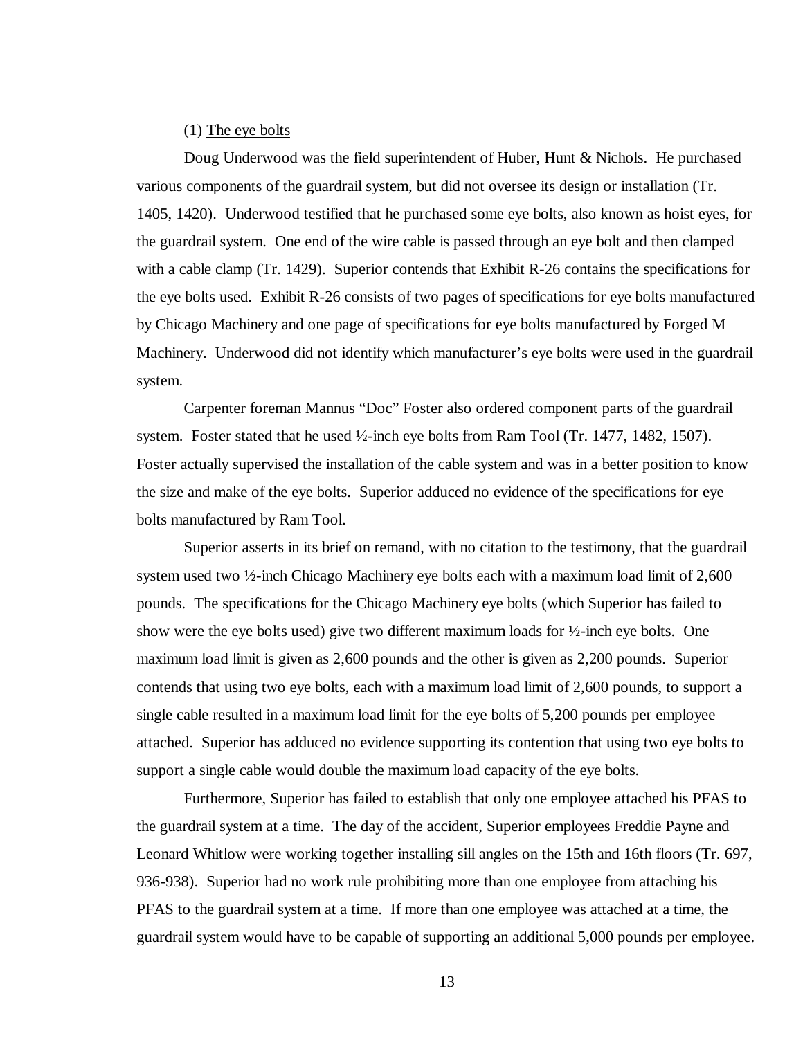(1) The eye bolts

Doug Underwood was the field superintendent of Huber, Hunt & Nichols. He purchased various components of the guardrail system, but did not oversee its design or installation (Tr. 1405, 1420). Underwood testified that he purchased some eye bolts, also known as hoist eyes, for the guardrail system. One end of the wire cable is passed through an eye bolt and then clamped with a cable clamp (Tr. 1429). Superior contends that Exhibit R-26 contains the specifications for the eye bolts used. Exhibit R-26 consists of two pages of specifications for eye bolts manufactured by Chicago Machinery and one page of specifications for eye bolts manufactured by Forged M Machinery. Underwood did not identify which manufacturer's eye bolts were used in the guardrail system.

Carpenter foreman Mannus "Doc" Foster also ordered component parts of the guardrail system. Foster stated that he used ½-inch eye bolts from Ram Tool (Tr. 1477, 1482, 1507). Foster actually supervised the installation of the cable system and was in a better position to know the size and make of the eye bolts. Superior adduced no evidence of the specifications for eye bolts manufactured by Ram Tool.

Superior asserts in its brief on remand, with no citation to the testimony, that the guardrail system used two ½-inch Chicago Machinery eye bolts each with a maximum load limit of 2,600 pounds. The specifications for the Chicago Machinery eye bolts (which Superior has failed to show were the eye bolts used) give two different maximum loads for ½-inch eye bolts. One maximum load limit is given as 2,600 pounds and the other is given as 2,200 pounds. Superior contends that using two eye bolts, each with a maximum load limit of 2,600 pounds, to support a single cable resulted in a maximum load limit for the eye bolts of 5,200 pounds per employee attached. Superior has adduced no evidence supporting its contention that using two eye bolts to support a single cable would double the maximum load capacity of the eye bolts.

Furthermore, Superior has failed to establish that only one employee attached his PFAS to the guardrail system at a time. The day of the accident, Superior employees Freddie Payne and Leonard Whitlow were working together installing sill angles on the 15th and 16th floors (Tr. 697, 936-938). Superior had no work rule prohibiting more than one employee from attaching his PFAS to the guardrail system at a time. If more than one employee was attached at a time, the guardrail system would have to be capable of supporting an additional 5,000 pounds per employee.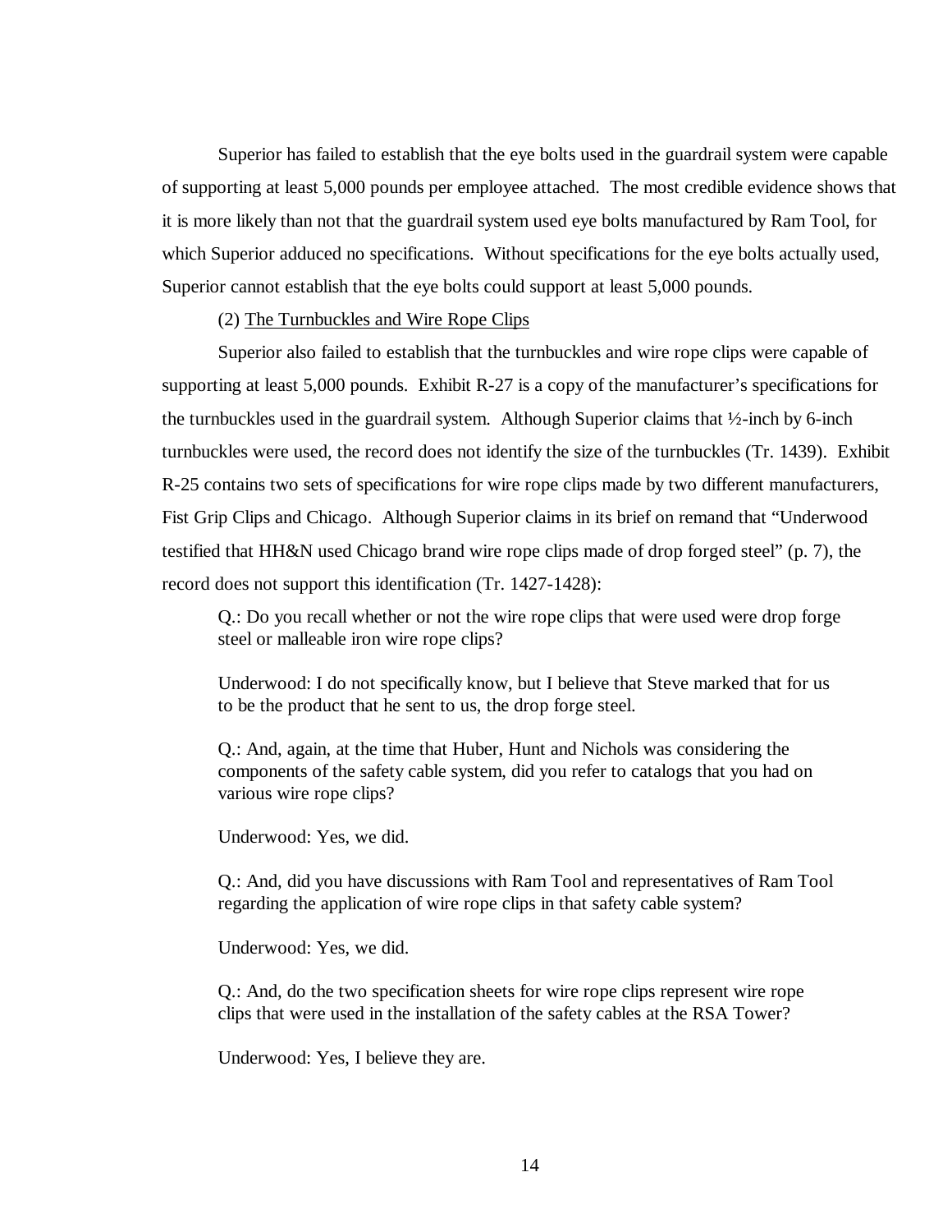Superior has failed to establish that the eye bolts used in the guardrail system were capable of supporting at least 5,000 pounds per employee attached. The most credible evidence shows that it is more likely than not that the guardrail system used eye bolts manufactured by Ram Tool, for which Superior adduced no specifications. Without specifications for the eye bolts actually used, Superior cannot establish that the eye bolts could support at least 5,000 pounds.

(2) <u>The Turnbuckles and Wire Rope Clips</u>

Superior also failed to establish that the turnbuckles and wire rope clips were capable of supporting at least 5,000 pounds. Exhibit R-27 is a copy of the manufacturer's specifications for the turnbuckles used in the guardrail system. Although Superior claims that ½-inch by 6-inch turnbuckles were used, the record does not identify the size of the turnbuckles (Tr. 1439). Exhibit R-25 contains two sets of specifications for wire rope clips made by two different manufacturers, Fist Grip Clips and Chicago. Although Superior claims in its brief on remand that "Underwood testified that HH&N used Chicago brand wire rope clips made of drop forged steel" (p. 7), the record does not support this identification (Tr. 1427-1428):

> Q.: Do you recall whether or not the wire rope clips that were used were drop forge steel or malleable iron wire rope clips?
>
> Underwood: I do not specifically know, but I believe that Steve marked that for us to be the product that he sent to us, the drop forge steel.
>
> Q.: And, again, at the time that Huber, Hunt and Nichols was considering the components of the safety cable system, did you refer to catalogs that you had on various wire rope clips?
>
> Underwood: Yes, we did.
>
> Q.: And, did you have discussions with Ram Tool and representatives of Ram Tool regarding the application of wire rope clips in that safety cable system?
>
> Underwood: Yes, we did.
>
> Q.: And, do the two specification sheets for wire rope clips represent wire rope clips that were used in the installation of the safety cables at the RSA Tower?
>
> Underwood: Yes, I believe they are.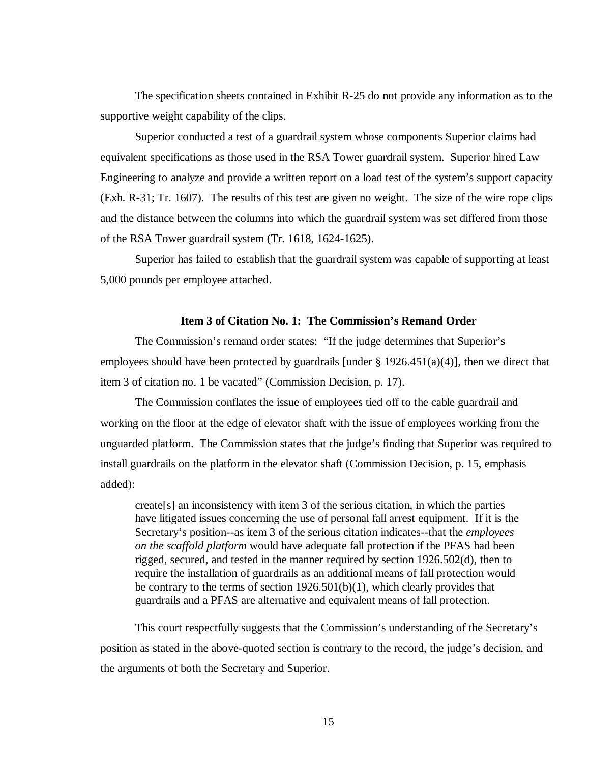The specification sheets contained in Exhibit R-25 do not provide any information as to the supportive weight capability of the clips.

Superior conducted a test of a guardrail system whose components Superior claims had equivalent specifications as those used in the RSA Tower guardrail system. Superior hired Law Engineering to analyze and provide a written report on a load test of the system's support capacity (Exh. R-31; Tr. 1607). The results of this test are given no weight. The size of the wire rope clips and the distance between the columns into which the guardrail system was set differed from those of the RSA Tower guardrail system (Tr. 1618, 1624-1625).

Superior has failed to establish that the guardrail system was capable of supporting at least 5,000 pounds per employee attached.

**Item 3 of Citation No. 1: The Commission's Remand Order**

The Commission's remand order states: "If the judge determines that Superior's employees should have been protected by guardrails [under § 1926.451(a)(4)], then we direct that item 3 of citation no. 1 be vacated" (Commission Decision, p. 17).

The Commission conflates the issue of employees tied off to the cable guardrail and working on the floor at the edge of elevator shaft with the issue of employees working from the unguarded platform. The Commission states that the judge's finding that Superior was required to install guardrails on the platform in the elevator shaft (Commission Decision, p. 15, emphasis added):

> create[s] an inconsistency with item 3 of the serious citation, in which the parties have litigated issues concerning the use of personal fall arrest equipment. If it is the Secretary's position--as item 3 of the serious citation indicates--that the *employees on the scaffold platform* would have adequate fall protection if the PFAS had been rigged, secured, and tested in the manner required by section 1926.502(d), then to require the installation of guardrails as an additional means of fall protection would be contrary to the terms of section 1926.501(b)(1), which clearly provides that guardrails and a PFAS are alternative and equivalent means of fall protection.

This court respectfully suggests that the Commission's understanding of the Secretary's position as stated in the above-quoted section is contrary to the record, the judge's decision, and the arguments of both the Secretary and Superior.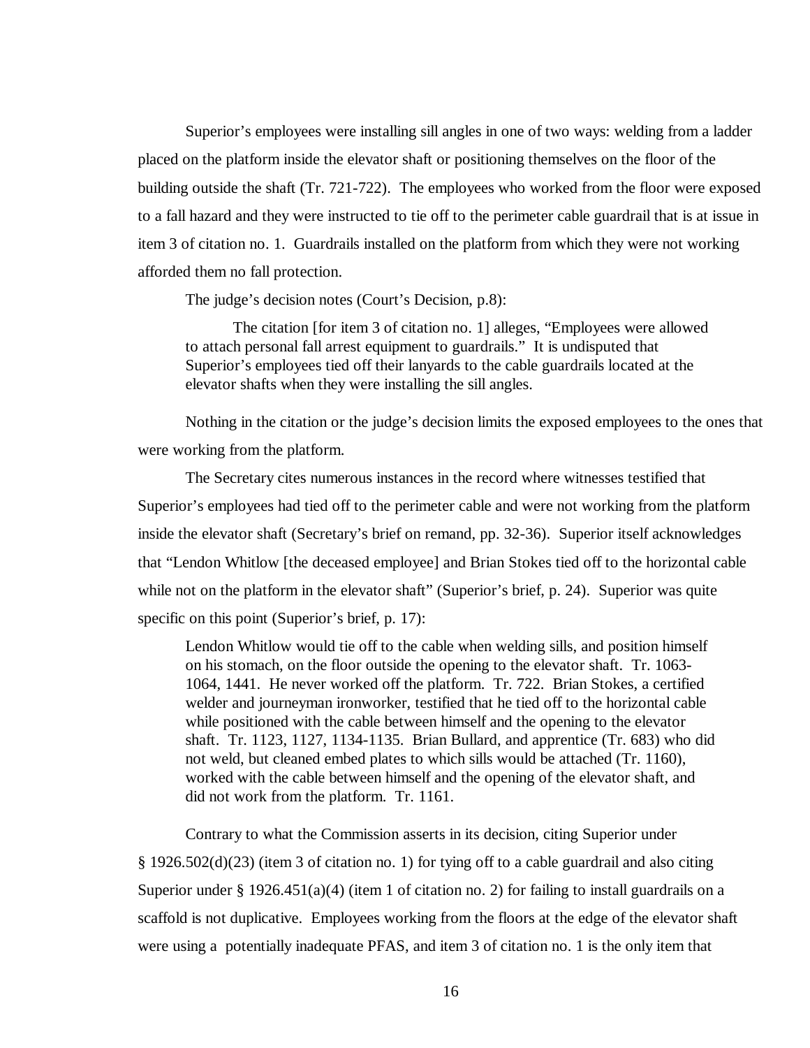Superior's employees were installing sill angles in one of two ways: welding from a ladder placed on the platform inside the elevator shaft or positioning themselves on the floor of the building outside the shaft (Tr. 721-722). The employees who worked from the floor were exposed to a fall hazard and they were instructed to tie off to the perimeter cable guardrail that is at issue in item 3 of citation no. 1. Guardrails installed on the platform from which they were not working afforded them no fall protection.

The judge's decision notes (Court's Decision, p.8):

> The citation [for item 3 of citation no. 1] alleges, "Employees were allowed to attach personal fall arrest equipment to guardrails." It is undisputed that Superior's employees tied off their lanyards to the cable guardrails located at the elevator shafts when they were installing the sill angles.

Nothing in the citation or the judge's decision limits the exposed employees to the ones that were working from the platform.

The Secretary cites numerous instances in the record where witnesses testified that Superior's employees had tied off to the perimeter cable and were not working from the platform inside the elevator shaft (Secretary's brief on remand, pp. 32-36). Superior itself acknowledges that "Lendon Whitlow [the deceased employee] and Brian Stokes tied off to the horizontal cable while not on the platform in the elevator shaft" (Superior's brief, p. 24). Superior was quite specific on this point (Superior's brief, p. 17):

> Lendon Whitlow would tie off to the cable when welding sills, and position himself on his stomach, on the floor outside the opening to the elevator shaft. Tr. 1063-1064, 1441. He never worked off the platform. Tr. 722. Brian Stokes, a certified welder and journeyman ironworker, testified that he tied off to the horizontal cable while positioned with the cable between himself and the opening to the elevator shaft. Tr. 1123, 1127, 1134-1135. Brian Bullard, and apprentice (Tr. 683) who did not weld, but cleaned embed plates to which sills would be attached (Tr. 1160), worked with the cable between himself and the opening of the elevator shaft, and did not work from the platform. Tr. 1161.

Contrary to what the Commission asserts in its decision, citing Superior under § 1926.502(d)(23) (item 3 of citation no. 1) for tying off to a cable guardrail and also citing Superior under § 1926.451(a)(4) (item 1 of citation no. 2) for failing to install guardrails on a scaffold is not duplicative. Employees working from the floors at the edge of the elevator shaft were using a potentially inadequate PFAS, and item 3 of citation no. 1 is the only item that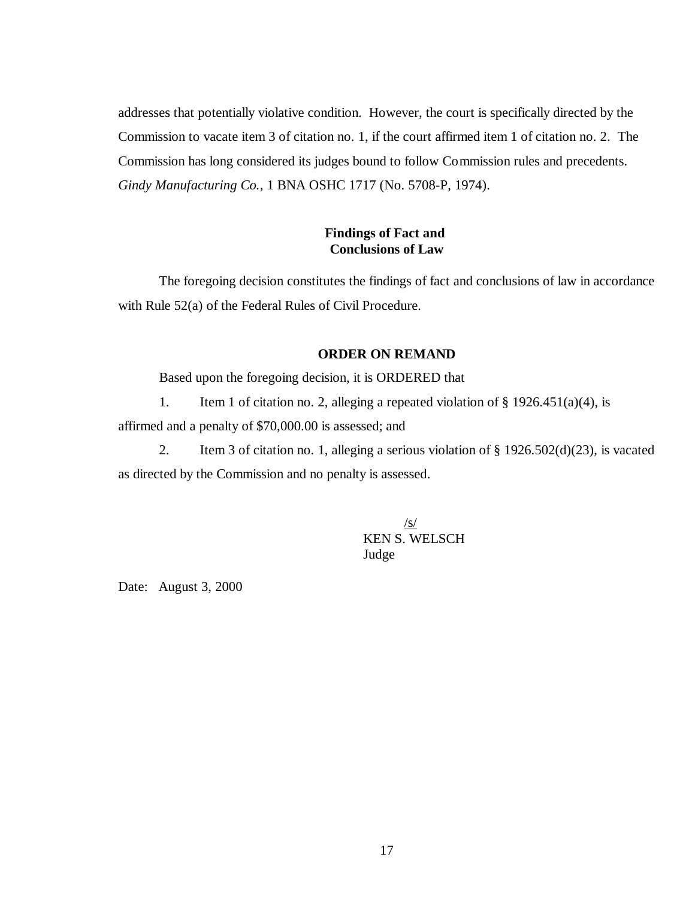addresses that potentially violative condition. However, the court is specifically directed by the Commission to vacate item 3 of citation no. 1, if the court affirmed item 1 of citation no. 2. The Commission has long considered its judges bound to follow Commission rules and precedents. *Gindy Manufacturing Co.*, 1 BNA OSHC 1717 (No. 5708-P, 1974).

## Findings of Fact and Conclusions of Law

The foregoing decision constitutes the findings of fact and conclusions of law in accordance with Rule 52(a) of the Federal Rules of Civil Procedure.

## ORDER ON REMAND

Based upon the foregoing decision, it is ORDERED that

1. Item 1 of citation no. 2, alleging a repeated violation of § 1926.451(a)(4), is affirmed and a penalty of $70,000.00 is assessed; and

2. Item 3 of citation no. 1, alleging a serious violation of § 1926.502(d)(23), is vacated as directed by the Commission and no penalty is assessed.

/s/
KEN S. WELSCH
Judge

Date: August 3, 2000